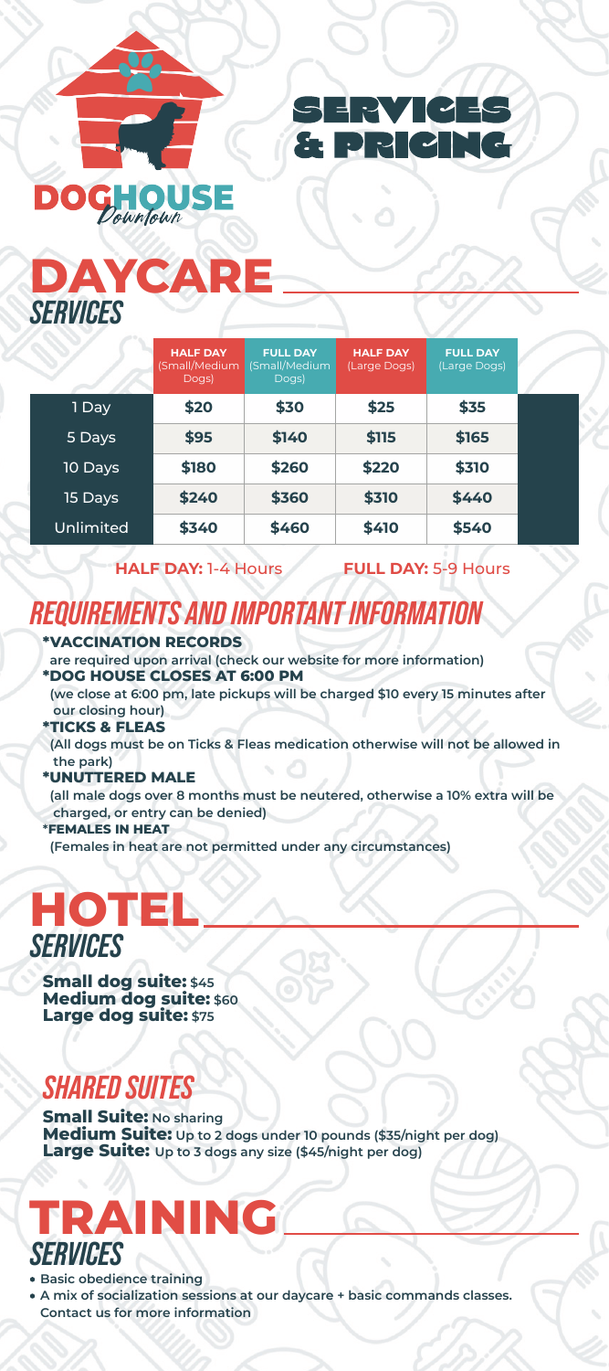DOGHOUSE
Downtown

# SERVICES & PRICING

## DAYCARE
### SERVICES

| | HALF DAY (Small/Medium Dogs) | FULL DAY (Small/Medium Dogs) | HALF DAY (Large Dogs) | FULL DAY (Large Dogs) |
|---|---|---|---|---|
| 1 Day | $20 | $30 | $25 | $35 |
| 5 Days | $95 | $140 | $115 | $165 |
| 10 Days | $180 | $260 | $220 | $310 |
| 15 Days | $240 | $360 | $310 | $440 |
| Unlimited | $340 | $460 | $410 | $540 |

**HALF DAY:** 1-4 Hours **FULL DAY:** 5-9 Hours

### REQUIREMENTS AND IMPORTANT INFORMATION

**\*VACCINATION RECORDS**
**are required upon arrival (check our website for more information)**

**\*DOG HOUSE CLOSES AT 6:00 PM**
**(we close at 6:00 pm, late pickups will be charged $10 every 15 minutes after our closing hour)**

**\*TICKS & FLEAS**
**(All dogs must be on Ticks & Fleas medication otherwise will not be allowed in the park)**

**\*UNUTTERED MALE**
**(all male dogs over 8 months must be neutered, otherwise a 10% extra will be charged, or entry can be denied)**

**\*FEMALES IN HEAT**
**(Females in heat are not permitted under any circumstances)**

## HOTEL
### SERVICES

**Small dog suite:** $45
**Medium dog suite:** $60
**Large dog suite:** $75

### SHARED SUITES

**Small Suite:** No sharing
**Medium Suite:** Up to 2 dogs under 10 pounds ($35/night per dog)
**Large Suite:** Up to 3 dogs any size ($45/night per dog)

## TRAINING
### SERVICES

- **Basic obedience training**
- **A mix of socialization sessions at our daycare + basic commands classes. Contact us for more information**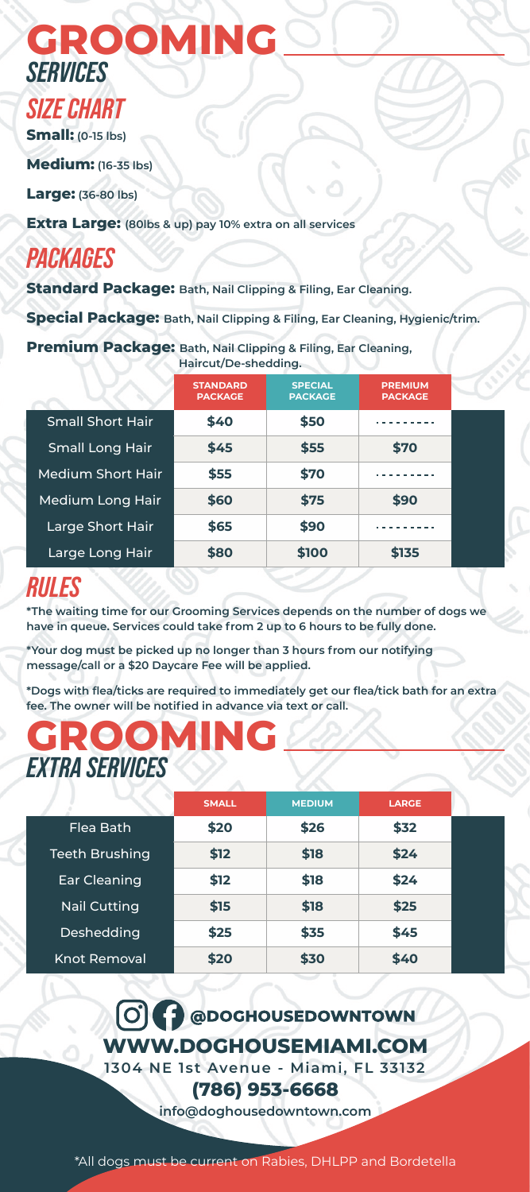# GROOMING
## SERVICES

## SIZE CHART

**Small:** (0-15 lbs)

**Medium:** (16-35 lbs)

**Large:** (36-80 lbs)

**Extra Large:** (80lbs & up) pay 10% extra on all services

## PACKAGES

**Standard Package:** Bath, Nail Clipping & Filing, Ear Cleaning.

**Special Package:** Bath, Nail Clipping & Filing, Ear Cleaning, Hygienic/trim.

**Premium Package:** Bath, Nail Clipping & Filing, Ear Cleaning, Haircut/De-shedding.

| | STANDARD PACKAGE | SPECIAL PACKAGE | PREMIUM PACKAGE |
|---|---|---|---|
| Small Short Hair | $40 | $50 | --------- |
| Small Long Hair | $45 | $55 | $70 |
| Medium Short Hair | $55 | $70 | --------- |
| Medium Long Hair | $60 | $75 | $90 |
| Large Short Hair | $65 | $90 | --------- |
| Large Long Hair | $80 | $100 | $135 |

## RULES

**\*The waiting time for our Grooming Services depends on the number of dogs we have in queue. Services could take from 2 up to 6 hours to be fully done.**

**\*Your dog must be picked up no longer than 3 hours from our notifying message/call or a $20 Daycare Fee will be applied.**

**\*Dogs with flea/ticks are required to immediately get our flea/tick bath for an extra fee. The owner will be notified in advance via text or call.**

# GROOMING
## EXTRA SERVICES

| | SMALL | MEDIUM | LARGE |
|---|---|---|---|
| Flea Bath | $20 | $26 | $32 |
| Teeth Brushing | $12 | $18 | $24 |
| Ear Cleaning | $12 | $18 | $24 |
| Nail Cutting | $15 | $18 | $25 |
| Deshedding | $25 | $35 | $45 |
| Knot Removal | $20 | $30 | $40 |

**@DOGHOUSEDOWNTOWN**

**WWW.DOGHOUSEMIAMI.COM**

**1304 NE 1st Avenue - Miami, FL 33132**

**(786) 953-6668**

**info@doghousedowntown.com**

\*All dogs must be current on Rabies, DHLPP and Bordetella